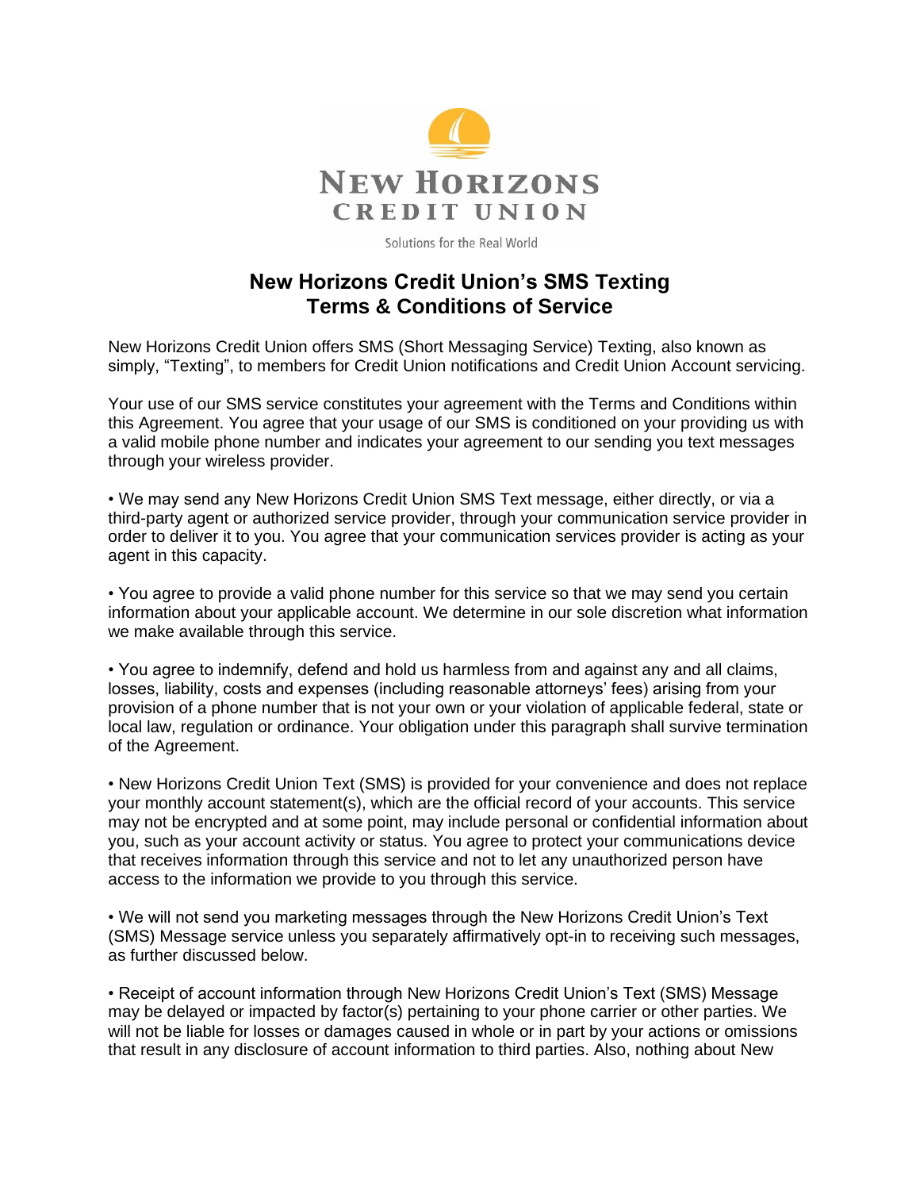NEW HORIZONS
CREDIT UNION

Solutions for the Real World

# New Horizons Credit Union's SMS Texting Terms & Conditions of Service

New Horizons Credit Union offers SMS (Short Messaging Service) Texting, also known as simply, "Texting", to members for Credit Union notifications and Credit Union Account servicing.

Your use of our SMS service constitutes your agreement with the Terms and Conditions within this Agreement. You agree that your usage of our SMS is conditioned on your providing us with a valid mobile phone number and indicates your agreement to our sending you text messages through your wireless provider.

• We may send any New Horizons Credit Union SMS Text message, either directly, or via a third-party agent or authorized service provider, through your communication service provider in order to deliver it to you. You agree that your communication services provider is acting as your agent in this capacity.

• You agree to provide a valid phone number for this service so that we may send you certain information about your applicable account. We determine in our sole discretion what information we make available through this service.

• You agree to indemnify, defend and hold us harmless from and against any and all claims, losses, liability, costs and expenses (including reasonable attorneys' fees) arising from your provision of a phone number that is not your own or your violation of applicable federal, state or local law, regulation or ordinance. Your obligation under this paragraph shall survive termination of the Agreement.

• New Horizons Credit Union Text (SMS) is provided for your convenience and does not replace your monthly account statement(s), which are the official record of your accounts. This service may not be encrypted and at some point, may include personal or confidential information about you, such as your account activity or status. You agree to protect your communications device that receives information through this service and not to let any unauthorized person have access to the information we provide to you through this service.

• We will not send you marketing messages through the New Horizons Credit Union's Text (SMS) Message service unless you separately affirmatively opt-in to receiving such messages, as further discussed below.

• Receipt of account information through New Horizons Credit Union's Text (SMS) Message may be delayed or impacted by factor(s) pertaining to your phone carrier or other parties. We will not be liable for losses or damages caused in whole or in part by your actions or omissions that result in any disclosure of account information to third parties. Also, nothing about New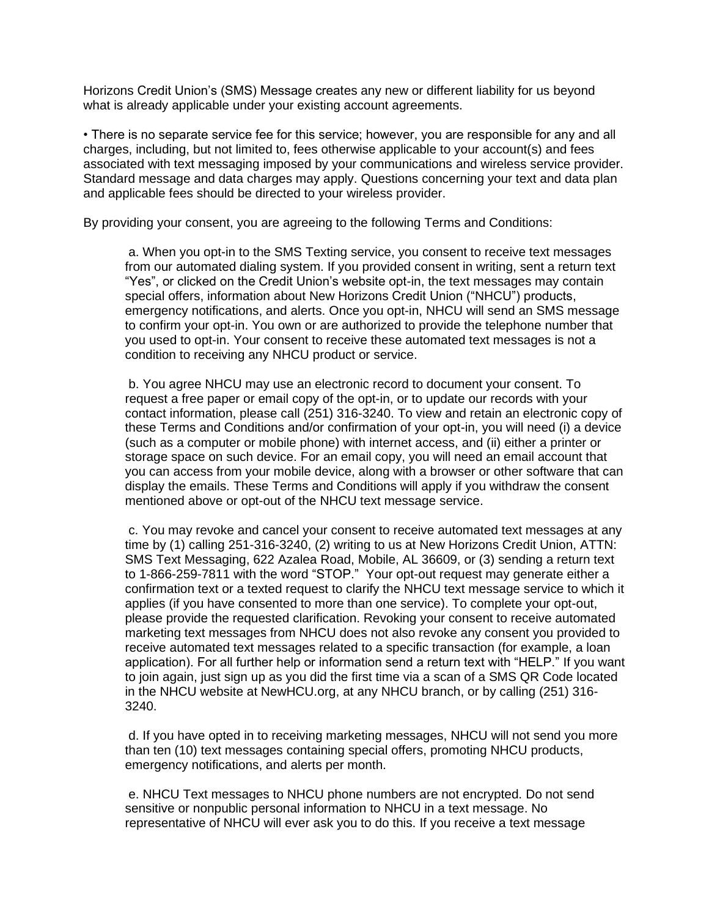Horizons Credit Union's (SMS) Message creates any new or different liability for us beyond what is already applicable under your existing account agreements.

• There is no separate service fee for this service; however, you are responsible for any and all charges, including, but not limited to, fees otherwise applicable to your account(s) and fees associated with text messaging imposed by your communications and wireless service provider. Standard message and data charges may apply. Questions concerning your text and data plan and applicable fees should be directed to your wireless provider.

By providing your consent, you are agreeing to the following Terms and Conditions:

a. When you opt-in to the SMS Texting service, you consent to receive text messages from our automated dialing system. If you provided consent in writing, sent a return text "Yes", or clicked on the Credit Union's website opt-in, the text messages may contain special offers, information about New Horizons Credit Union ("NHCU") products, emergency notifications, and alerts. Once you opt-in, NHCU will send an SMS message to confirm your opt-in. You own or are authorized to provide the telephone number that you used to opt-in. Your consent to receive these automated text messages is not a condition to receiving any NHCU product or service.

b. You agree NHCU may use an electronic record to document your consent. To request a free paper or email copy of the opt-in, or to update our records with your contact information, please call (251) 316-3240. To view and retain an electronic copy of these Terms and Conditions and/or confirmation of your opt-in, you will need (i) a device (such as a computer or mobile phone) with internet access, and (ii) either a printer or storage space on such device. For an email copy, you will need an email account that you can access from your mobile device, along with a browser or other software that can display the emails. These Terms and Conditions will apply if you withdraw the consent mentioned above or opt-out of the NHCU text message service.

c. You may revoke and cancel your consent to receive automated text messages at any time by (1) calling 251-316-3240, (2) writing to us at New Horizons Credit Union, ATTN: SMS Text Messaging, 622 Azalea Road, Mobile, AL 36609, or (3) sending a return text to 1-866-259-7811 with the word "STOP." Your opt-out request may generate either a confirmation text or a texted request to clarify the NHCU text message service to which it applies (if you have consented to more than one service). To complete your opt-out, please provide the requested clarification. Revoking your consent to receive automated marketing text messages from NHCU does not also revoke any consent you provided to receive automated text messages related to a specific transaction (for example, a loan application). For all further help or information send a return text with "HELP." If you want to join again, just sign up as you did the first time via a scan of a SMS QR Code located in the NHCU website at NewHCU.org, at any NHCU branch, or by calling (251) 316-3240.

d. If you have opted in to receiving marketing messages, NHCU will not send you more than ten (10) text messages containing special offers, promoting NHCU products, emergency notifications, and alerts per month.

e. NHCU Text messages to NHCU phone numbers are not encrypted. Do not send sensitive or nonpublic personal information to NHCU in a text message. No representative of NHCU will ever ask you to do this. If you receive a text message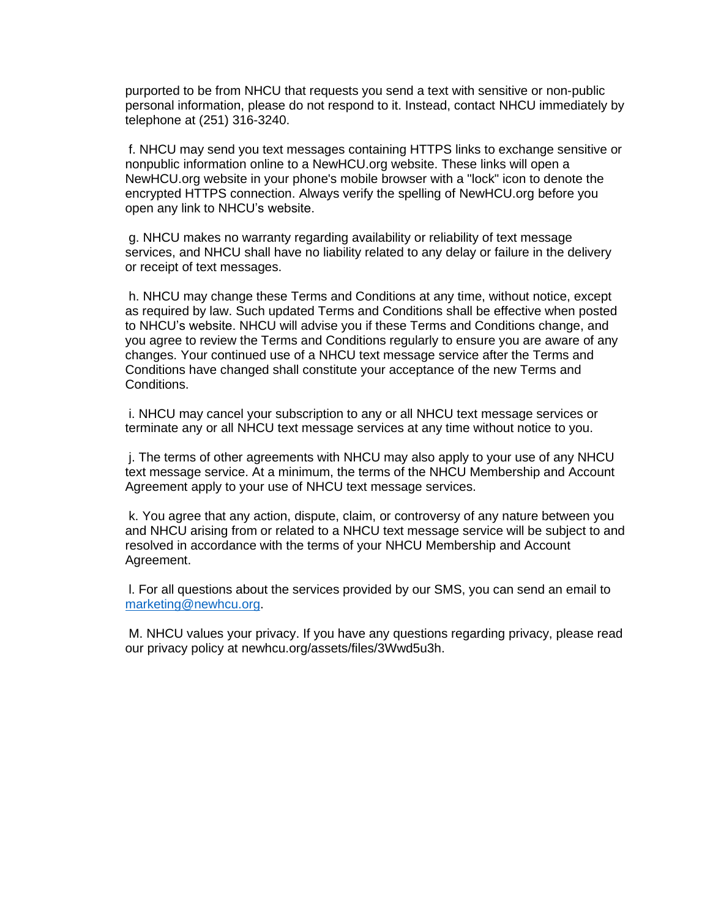purported to be from NHCU that requests you send a text with sensitive or non-public personal information, please do not respond to it. Instead, contact NHCU immediately by telephone at (251) 316-3240.

f. NHCU may send you text messages containing HTTPS links to exchange sensitive or nonpublic information online to a NewHCU.org website. These links will open a NewHCU.org website in your phone's mobile browser with a "lock" icon to denote the encrypted HTTPS connection. Always verify the spelling of NewHCU.org before you open any link to NHCU's website.

g. NHCU makes no warranty regarding availability or reliability of text message services, and NHCU shall have no liability related to any delay or failure in the delivery or receipt of text messages.

h. NHCU may change these Terms and Conditions at any time, without notice, except as required by law. Such updated Terms and Conditions shall be effective when posted to NHCU's website. NHCU will advise you if these Terms and Conditions change, and you agree to review the Terms and Conditions regularly to ensure you are aware of any changes. Your continued use of a NHCU text message service after the Terms and Conditions have changed shall constitute your acceptance of the new Terms and Conditions.

i. NHCU may cancel your subscription to any or all NHCU text message services or terminate any or all NHCU text message services at any time without notice to you.

j. The terms of other agreements with NHCU may also apply to your use of any NHCU text message service. At a minimum, the terms of the NHCU Membership and Account Agreement apply to your use of NHCU text message services.

k. You agree that any action, dispute, claim, or controversy of any nature between you and NHCU arising from or related to a NHCU text message service will be subject to and resolved in accordance with the terms of your NHCU Membership and Account Agreement.

l. For all questions about the services provided by our SMS, you can send an email to marketing@newhcu.org.

M. NHCU values your privacy. If you have any questions regarding privacy, please read our privacy policy at newhcu.org/assets/files/3Wwd5u3h.